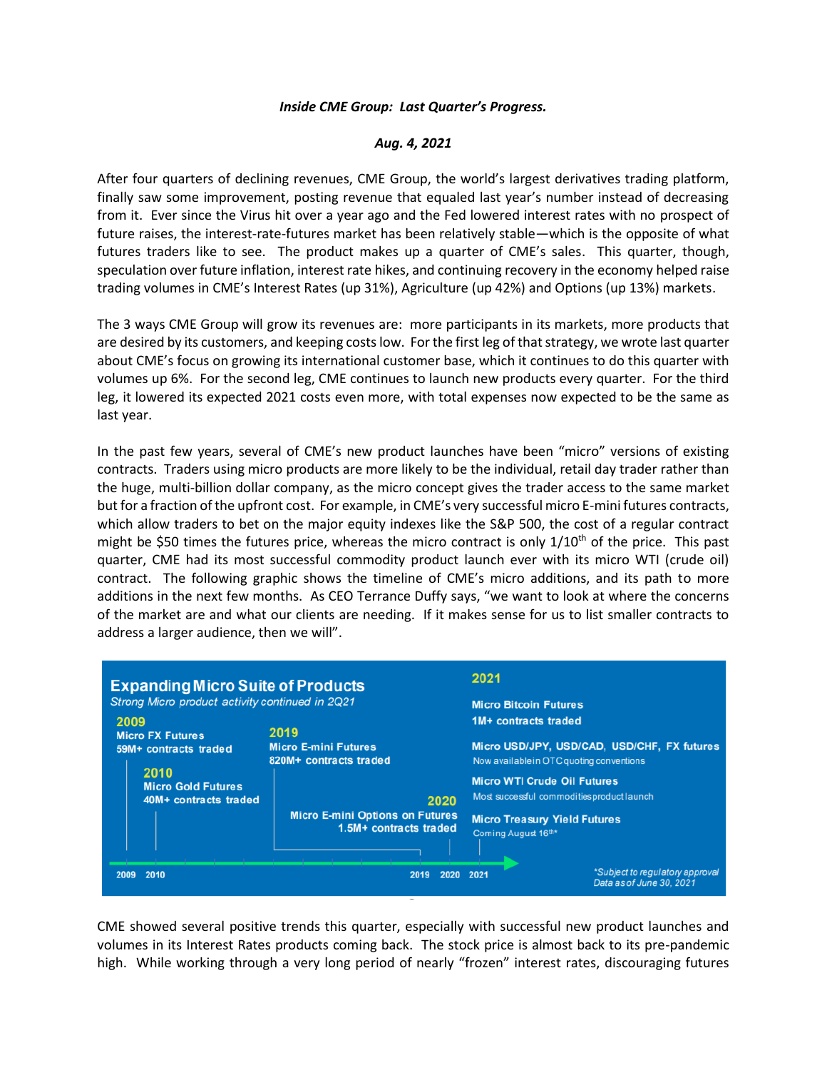***Inside CME Group: Last Quarter's Progress.***

***Aug. 4, 2021***

After four quarters of declining revenues, CME Group, the world's largest derivatives trading platform, finally saw some improvement, posting revenue that equaled last year's number instead of decreasing from it. Ever since the Virus hit over a year ago and the Fed lowered interest rates with no prospect of future raises, the interest-rate-futures market has been relatively stable—which is the opposite of what futures traders like to see. The product makes up a quarter of CME's sales. This quarter, though, speculation over future inflation, interest rate hikes, and continuing recovery in the economy helped raise trading volumes in CME's Interest Rates (up 31%), Agriculture (up 42%) and Options (up 13%) markets.

The 3 ways CME Group will grow its revenues are: more participants in its markets, more products that are desired by its customers, and keeping costs low. For the first leg of that strategy, we wrote last quarter about CME's focus on growing its international customer base, which it continues to do this quarter with volumes up 6%. For the second leg, CME continues to launch new products every quarter. For the third leg, it lowered its expected 2021 costs even more, with total expenses now expected to be the same as last year.

In the past few years, several of CME's new product launches have been "micro" versions of existing contracts. Traders using micro products are more likely to be the individual, retail day trader rather than the huge, multi-billion dollar company, as the micro concept gives the trader access to the same market but for a fraction of the upfront cost. For example, in CME's very successful micro E-mini futures contracts, which allow traders to bet on the major equity indexes like the S&P 500, the cost of a regular contract might be $50 times the futures price, whereas the micro contract is only 1/10th of the price. This past quarter, CME had its most successful commodity product launch ever with its micro WTI (crude oil) contract. The following graphic shows the timeline of CME's micro additions, and its path to more additions in the next few months. As CEO Terrance Duffy says, "we want to look at where the concerns of the market are and what our clients are needing. If it makes sense for us to list smaller contracts to address a larger audience, then we will".

**Expanding Micro Suite of Products**

*Strong Micro product activity continued in 2Q21*

**2009**
Micro FX Futures
59M+ contracts traded

**2010**
Micro Gold Futures
40M+ contracts traded

**2019**
Micro E-mini Futures
820M+ contracts traded

**2020**
Micro E-mini Options on Futures
1.5M+ contracts traded

**2021**
Micro Bitcoin Futures
1M+ contracts traded

Micro USD/JPY, USD/CAD, USD/CHF, FX futures
Now available in OTC quoting conventions

Micro WTI Crude Oil Futures
Most successful commodities product launch

Micro Treasury Yield Futures
Coming August 16th*

2009 2010 2019 2020 2021

*\*Subject to regulatory approval*
*Data as of June 30, 2021*

CME showed several positive trends this quarter, especially with successful new product launches and volumes in its Interest Rates products coming back. The stock price is almost back to its pre-pandemic high. While working through a very long period of nearly "frozen" interest rates, discouraging futures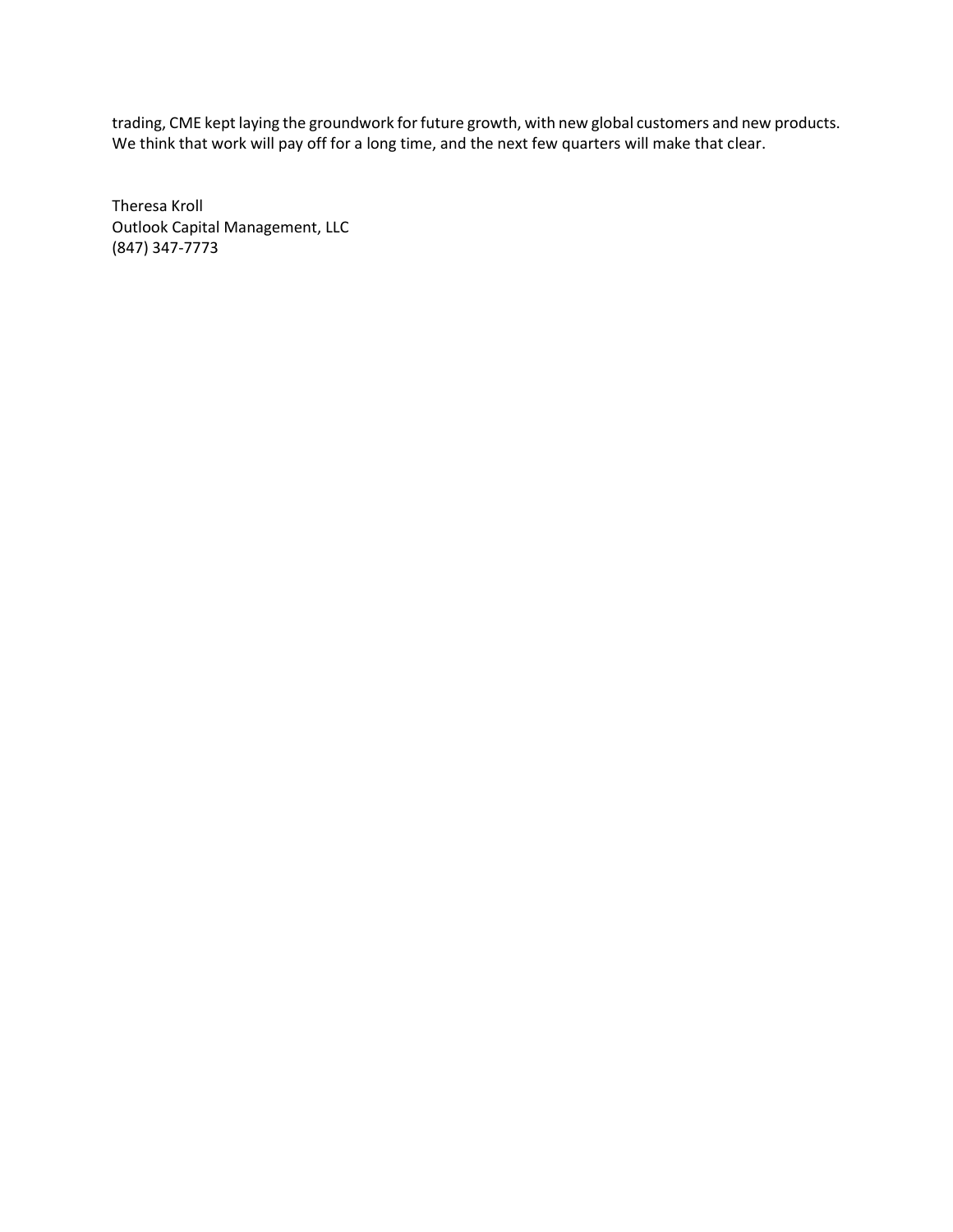trading, CME kept laying the groundwork for future growth, with new global customers and new products. We think that work will pay off for a long time, and the next few quarters will make that clear.

Theresa Kroll
Outlook Capital Management, LLC
(847) 347-7773